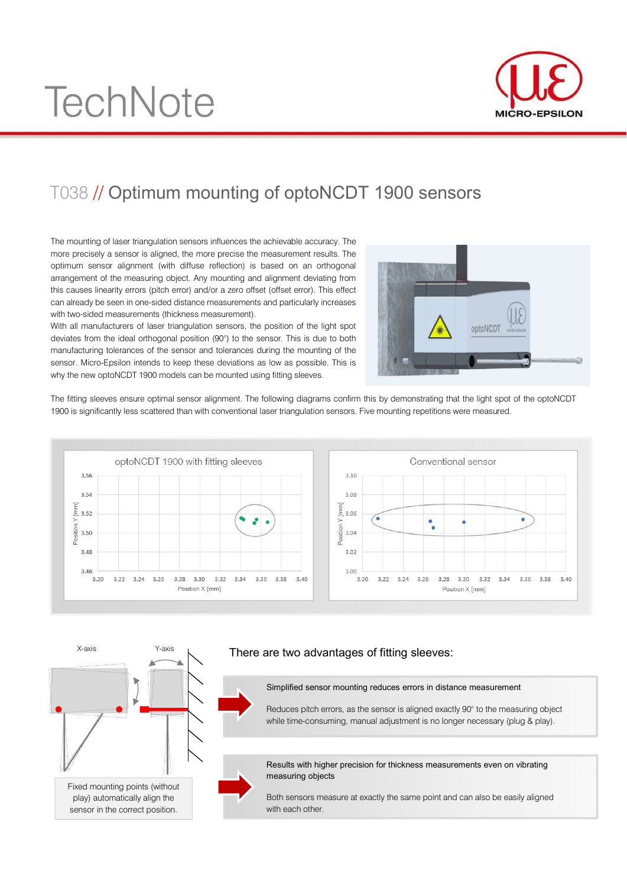# TechNote

## T038 // Optimum mounting of optoNCDT 1900 sensors

The mounting of laser triangulation sensors influences the achievable accuracy. The more precisely a sensor is aligned, the more precise the measurement results. The optimum sensor alignment (with diffuse reflection) is based on an orthogonal arrangement of the measuring object. Any mounting and alignment deviating from this causes linearity errors (pitch error) and/or a zero offset (offset error). This effect can already be seen in one-sided distance measurements and particularly increases with two-sided measurements (thickness measurement).

With all manufacturers of laser triangulation sensors, the position of the light spot deviates from the ideal orthogonal position (90°) to the sensor. This is due to both manufacturing tolerances of the sensor and tolerances during the mounting of the sensor. Micro-Epsilon intends to keep these deviations as low as possible. This is why the new optoNCDT 1900 models can be mounted using fitting sleeves.

The fitting sleeves ensure optimal sensor alignment. The following diagrams confirm this by demonstrating that the light spot of the optoNCDT 1900 is significantly less scattered than with conventional laser triangulation sensors. Five mounting repetitions were measured.

optoNCDT 1900 with fitting sleeves

Conventional sensor

Fixed mounting points (without play) automatically align the sensor in the correct position.

### There are two advantages of fitting sleeves:

**Simplified sensor mounting reduces errors in distance measurement**

Reduces pitch errors, as the sensor is aligned exactly 90° to the measuring object while time-consuming, manual adjustment is no longer necessary (plug & play).

**Results with higher precision for thickness measurements even on vibrating measuring objects**

Both sensors measure at exactly the same point and can also be easily aligned with each other.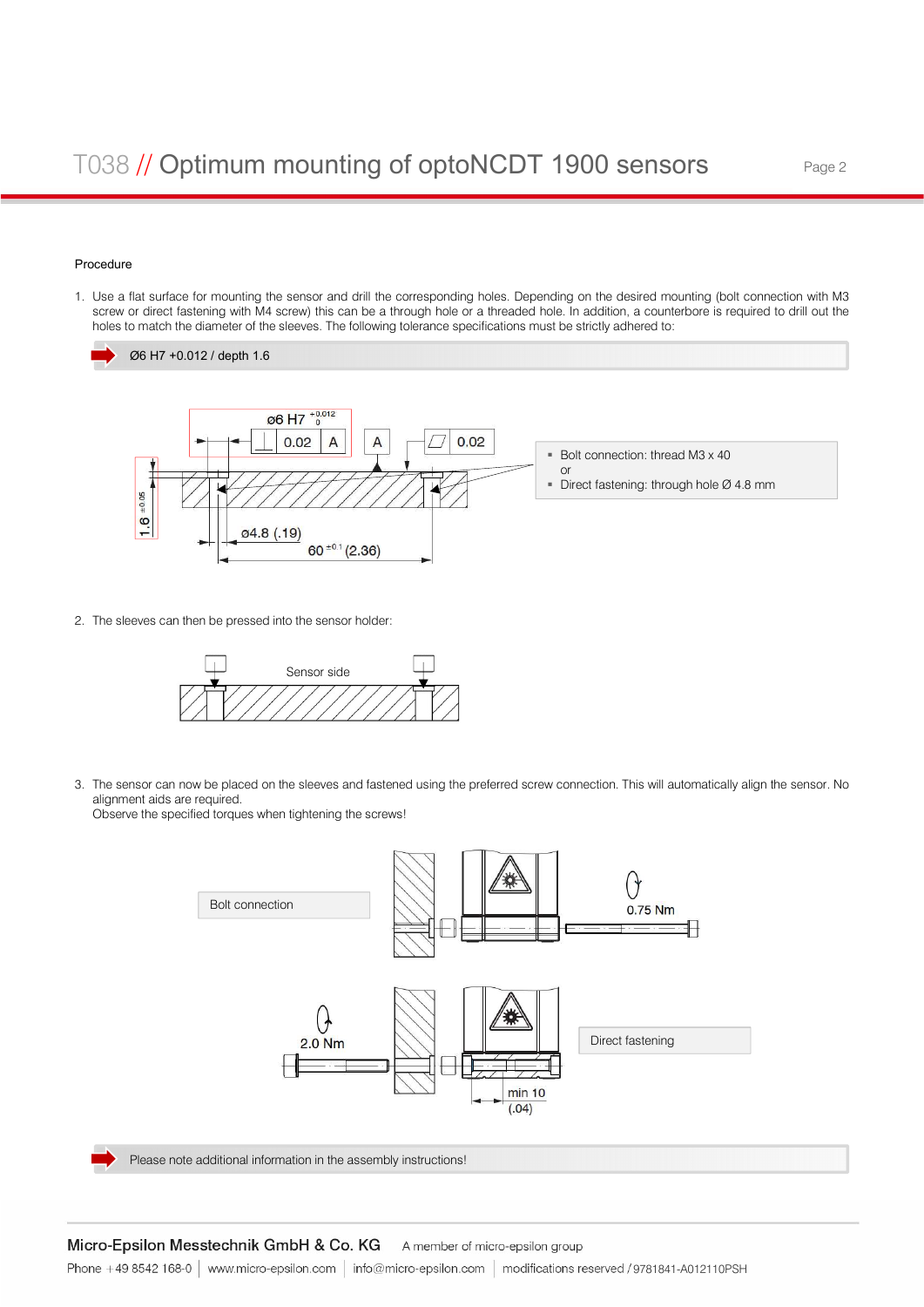## Procedure

1. Use a flat surface for mounting the sensor and drill the corresponding holes. Depending on the desired mounting (bolt connection with M3 screw or direct fastening with M4 screw) this can be a through hole or a threaded hole. In addition, a counterbore is required to drill out the holes to match the diameter of the sleeves. The following tolerance specifications must be strictly adhered to:

Ø6 H7 +0.012 / depth 1.6

ø6 H7 $^{+0.012}_{0}$

⊥ 0.02 A

A

▱ 0.02

$1.6^{\pm 0.05}$

ø4.8 (.19)

$60^{\pm 0.1}$ (2.36)

- Bolt connection: thread M3 x 40
  or
- Direct fastening: through hole Ø 4.8 mm

2. The sleeves can then be pressed into the sensor holder:

Sensor side

3. The sensor can now be placed on the sleeves and fastened using the preferred screw connection. This will automatically align the sensor. No alignment aids are required.
   Observe the specified torques when tightening the screws!

Bolt connection

0.75 Nm

2.0 Nm

Direct fastening

min 10
(.04)

Please note additional information in the assembly instructions!

**Micro-Epsilon Messtechnik GmbH & Co. KG** A member of micro-epsilon group

Phone +49 8542 168-0 | www.micro-epsilon.com | info@micro-epsilon.com | modifications reserved / 9781841-A012110PSH